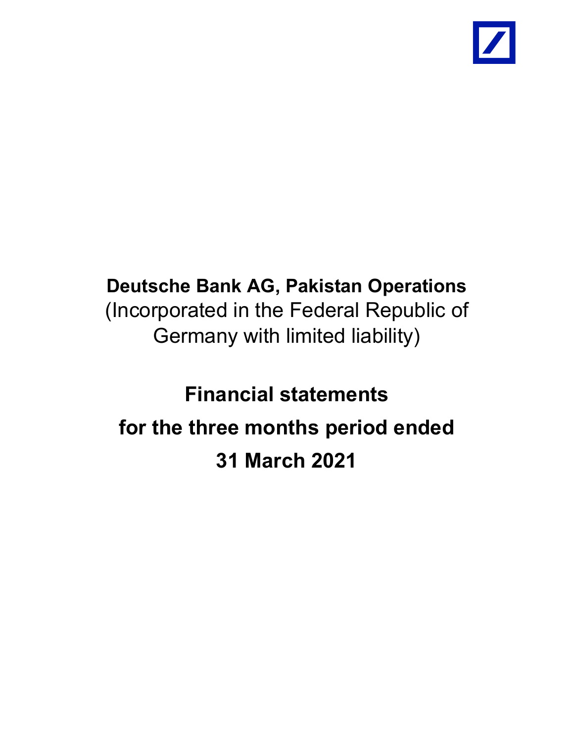# Deutsche Bank AG, Pakistan Operations

(Incorporated in the Federal Republic of Germany with limited liability)

## Financial statements

## for the three months period ended

## 31 March 2021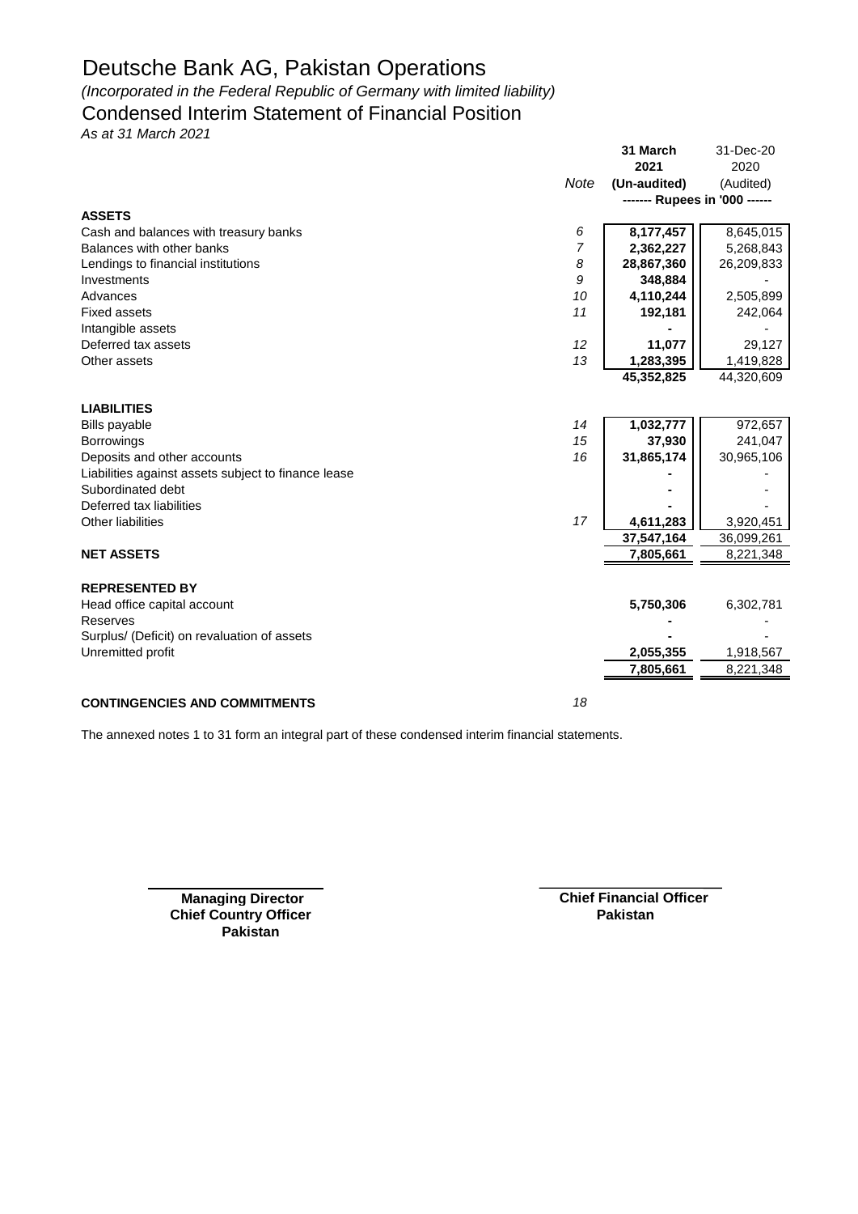# Deutsche Bank AG, Pakistan Operations

*(Incorporated in the Federal Republic of Germany with limited liability)*

## Condensed Interim Statement of Financial Position

*As at 31 March 2021*

| | Note | 31 March 2021 (Un-audited) | 31-Dec-20 2020 (Audited) |
|---|---|---|---|
| | | ------- Rupees in '000 ------ | |
| **ASSETS** | | | |
| Cash and balances with treasury banks | 6 | **8,177,457** | 8,645,015 |
| Balances with other banks | 7 | **2,362,227** | 5,268,843 |
| Lendings to financial institutions | 8 | **28,867,360** | 26,209,833 |
| Investments | 9 | **348,884** | - |
| Advances | 10 | **4,110,244** | 2,505,899 |
| Fixed assets | 11 | **192,181** | 242,064 |
| Intangible assets | | **-** | - |
| Deferred tax assets | 12 | **11,077** | 29,127 |
| Other assets | 13 | **1,283,395** | 1,419,828 |
| | | **45,352,825** | 44,320,609 |
| **LIABILITIES** | | | |
| Bills payable | 14 | **1,032,777** | 972,657 |
| Borrowings | 15 | **37,930** | 241,047 |
| Deposits and other accounts | 16 | **31,865,174** | 30,965,106 |
| Liabilities against assets subject to finance lease | | **-** | - |
| Subordinated debt | | **-** | - |
| Deferred tax liabilities | | **-** | - |
| Other liabilities | 17 | **4,611,283** | 3,920,451 |
| | | **37,547,164** | 36,099,261 |
| **NET ASSETS** | | **7,805,661** | 8,221,348 |
| **REPRESENTED BY** | | | |
| Head office capital account | | **5,750,306** | 6,302,781 |
| Reserves | | **-** | - |
| Surplus/ (Deficit) on revaluation of assets | | **-** | - |
| Unremitted profit | | **2,055,355** | 1,918,567 |
| | | **7,805,661** | 8,221,348 |
| **CONTINGENCIES AND COMMITMENTS** | 18 | | |

The annexed notes 1 to 31 form an integral part of these condensed interim financial statements.

**Managing Director**
**Chief Country Officer**
**Pakistan**

**Chief Financial Officer**
**Pakistan**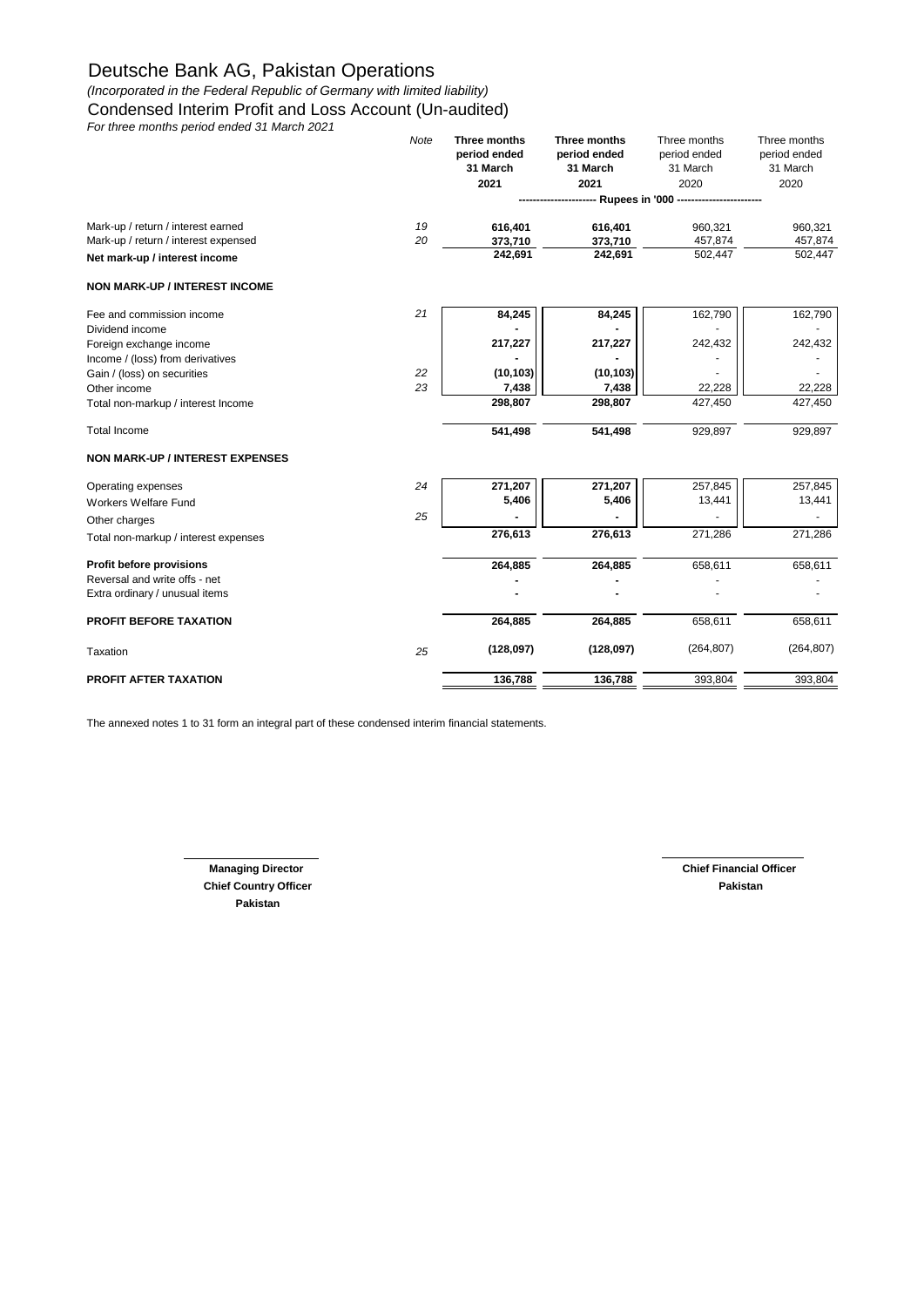# Deutsche Bank AG, Pakistan Operations

*(Incorporated in the Federal Republic of Germany with limited liability)*

## Condensed Interim Profit and Loss Account (Un-audited)

*For three months period ended 31 March 2021*

| | Note | **Three months period ended 31 March 2021** | **Three months period ended 31 March 2021** | Three months period ended 31 March 2020 | Three months period ended 31 March 2020 |
|---|---|---|---|---|---|
| | | **Rupees in '000** | | | |
| Mark-up / return / interest earned | 19 | **616,401** | **616,401** | 960,321 | 960,321 |
| Mark-up / return / interest expensed | 20 | **373,710** | **373,710** | 457,874 | 457,874 |
| **Net mark-up / interest income** | | **242,691** | **242,691** | 502,447 | 502,447 |
| **NON MARK-UP / INTEREST INCOME** | | | | | |
| Fee and commission income | 21 | **84,245** | **84,245** | 162,790 | 162,790 |
| Dividend income | | **-** | **-** | - | - |
| Foreign exchange income | | **217,227** | **217,227** | 242,432 | 242,432 |
| Income / (loss) from derivatives | | **-** | **-** | - | - |
| Gain / (loss) on securities | 22 | **(10,103)** | **(10,103)** | - | - |
| Other income | 23 | **7,438** | **7,438** | 22,228 | 22,228 |
| Total non-markup / interest Income | | **298,807** | **298,807** | 427,450 | 427,450 |
| Total Income | | **541,498** | **541,498** | 929,897 | 929,897 |
| **NON MARK-UP / INTEREST EXPENSES** | | | | | |
| Operating expenses | 24 | **271,207** | **271,207** | 257,845 | 257,845 |
| Workers Welfare Fund | | **5,406** | **5,406** | 13,441 | 13,441 |
| Other charges | 25 | **-** | **-** | - | - |
| Total non-markup / interest expenses | | **276,613** | **276,613** | 271,286 | 271,286 |
| **Profit before provisions** | | **264,885** | **264,885** | 658,611 | 658,611 |
| Reversal and write offs - net | | **-** | **-** | - | - |
| Extra ordinary / unusual items | | **-** | **-** | - | - |
| **PROFIT BEFORE TAXATION** | | **264,885** | **264,885** | 658,611 | 658,611 |
| Taxation | 25 | **(128,097)** | **(128,097)** | (264,807) | (264,807) |
| **PROFIT AFTER TAXATION** | | **136,788** | **136,788** | 393,804 | 393,804 |

The annexed notes 1 to 31 form an integral part of these condensed interim financial statements.

**Managing Director**
**Chief Country Officer**
**Pakistan**

**Chief Financial Officer**
**Pakistan**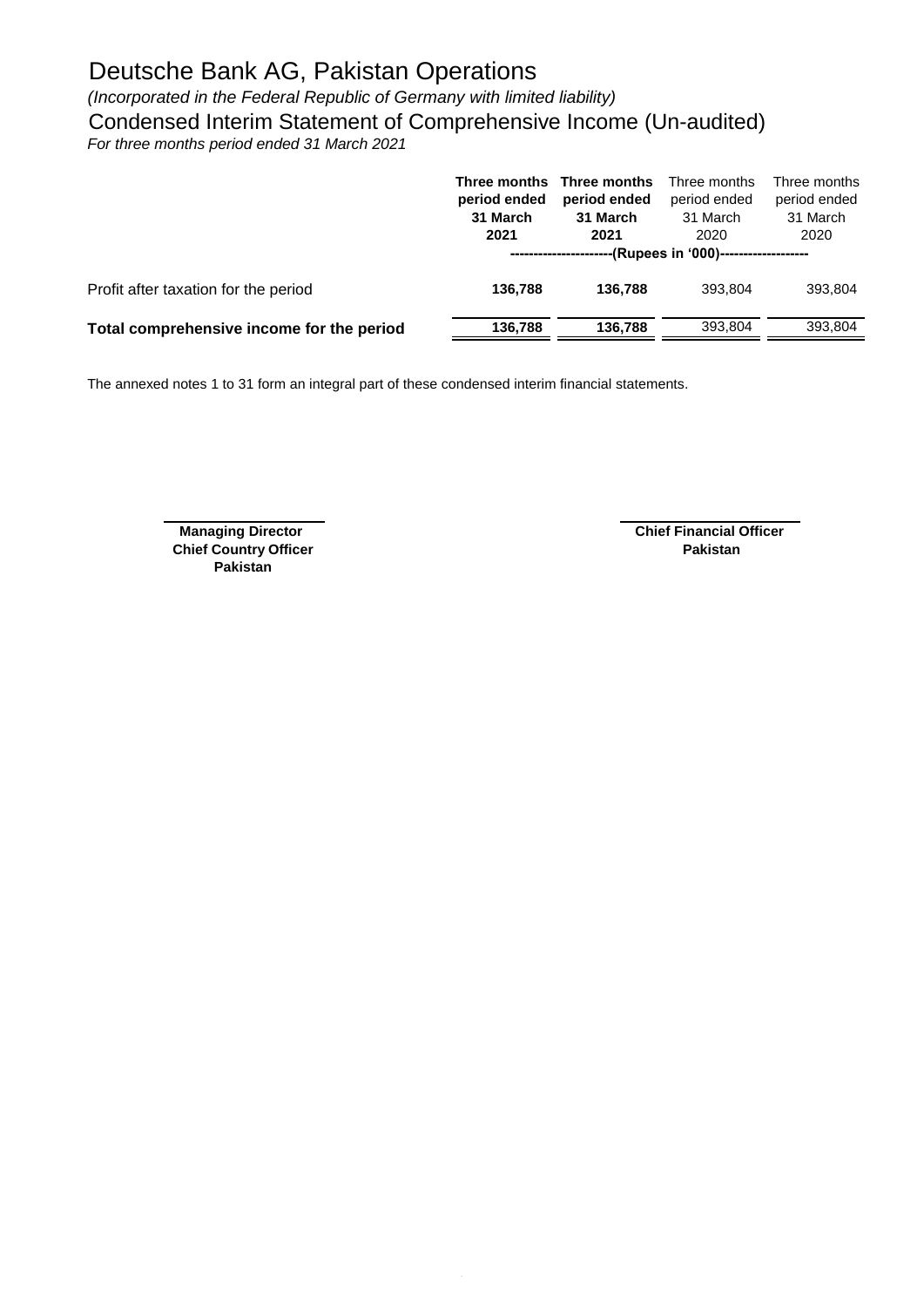# Deutsche Bank AG, Pakistan Operations

*(Incorporated in the Federal Republic of Germany with limited liability)*

## Condensed Interim Statement of Comprehensive Income (Un-audited)

*For three months period ended 31 March 2021*

| | **Three months period ended 31 March 2021** | **Three months period ended 31 March 2021** | Three months period ended 31 March 2020 | Three months period ended 31 March 2020 |
|---|---|---|---|---|
| | **----------------------(Rupees in '000)-------------------** | | | |
| Profit after taxation for the period | **136,788** | **136,788** | 393,804 | 393,804 |
| **Total comprehensive income for the period** | **136,788** | **136,788** | 393,804 | 393,804 |

The annexed notes 1 to 31 form an integral part of these condensed interim financial statements.

**Managing Director**
**Chief Country Officer**
**Pakistan**

**Chief Financial Officer**
**Pakistan**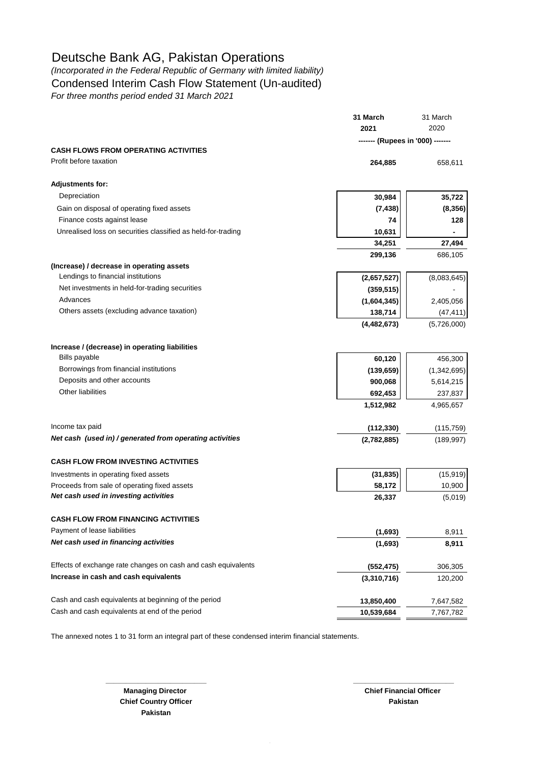# Deutsche Bank AG, Pakistan Operations

*(Incorporated in the Federal Republic of Germany with limited liability)*

## Condensed Interim Cash Flow Statement (Un-audited)

*For three months period ended 31 March 2021*

| | 31 March 2021 | 31 March 2020 |
|---|---|---|
| | ------- (Rupees in '000) ------- | |
| **CASH FLOWS FROM OPERATING ACTIVITIES** | | |
| Profit before taxation | **264,885** | 658,611 |
| **Adjustments for:** | | |
| Depreciation | **30,984** | **35,722** |
| Gain on disposal of operating fixed assets | **(7,438)** | **(8,356)** |
| Finance costs against lease | **74** | **128** |
| Unrealised loss on securities classified as held-for-trading | **10,631** | **-** |
| | **34,251** | **27,494** |
| | **299,136** | 686,105 |
| **(Increase) / decrease in operating assets** | | |
| Lendings to financial institutions | **(2,657,527)** | (8,083,645) |
| Net investments in held-for-trading securities | **(359,515)** | - |
| Advances | **(1,604,345)** | 2,405,056 |
| Others assets (excluding advance taxation) | **138,714** | (47,411) |
| | **(4,482,673)** | (5,726,000) |
| **Increase / (decrease) in operating liabilities** | | |
| Bills payable | **60,120** | 456,300 |
| Borrowings from financial institutions | **(139,659)** | (1,342,695) |
| Deposits and other accounts | **900,068** | 5,614,215 |
| Other liabilities | **692,453** | 237,837 |
| | **1,512,982** | 4,965,657 |
| Income tax paid | **(112,330)** | (115,759) |
| ***Net cash (used in) / generated from operating activities*** | **(2,782,885)** | (189,997) |
| **CASH FLOW FROM INVESTING ACTIVITIES** | | |
| Investments in operating fixed assets | **(31,835)** | (15,919) |
| Proceeds from sale of operating fixed assets | **58,172** | 10,900 |
| ***Net cash used in investing activities*** | **26,337** | (5,019) |
| **CASH FLOW FROM FINANCING ACTIVITIES** | | |
| Payment of lease liabilities | **(1,693)** | 8,911 |
| ***Net cash used in financing activities*** | **(1,693)** | **8,911** |
| Effects of exchange rate changes on cash and cash equivalents | **(552,475)** | 306,305 |
| **Increase in cash and cash equivalents** | **(3,310,716)** | 120,200 |
| Cash and cash equivalents at beginning of the period | **13,850,400** | 7,647,582 |
| Cash and cash equivalents at end of the period | **10,539,684** | 7,767,782 |

The annexed notes 1 to 31 form an integral part of these condensed interim financial statements.

| | |
|---|---|
| **Managing Director**<br>**Chief Country Officer**<br>**Pakistan** | **Chief Financial Officer**<br>**Pakistan** |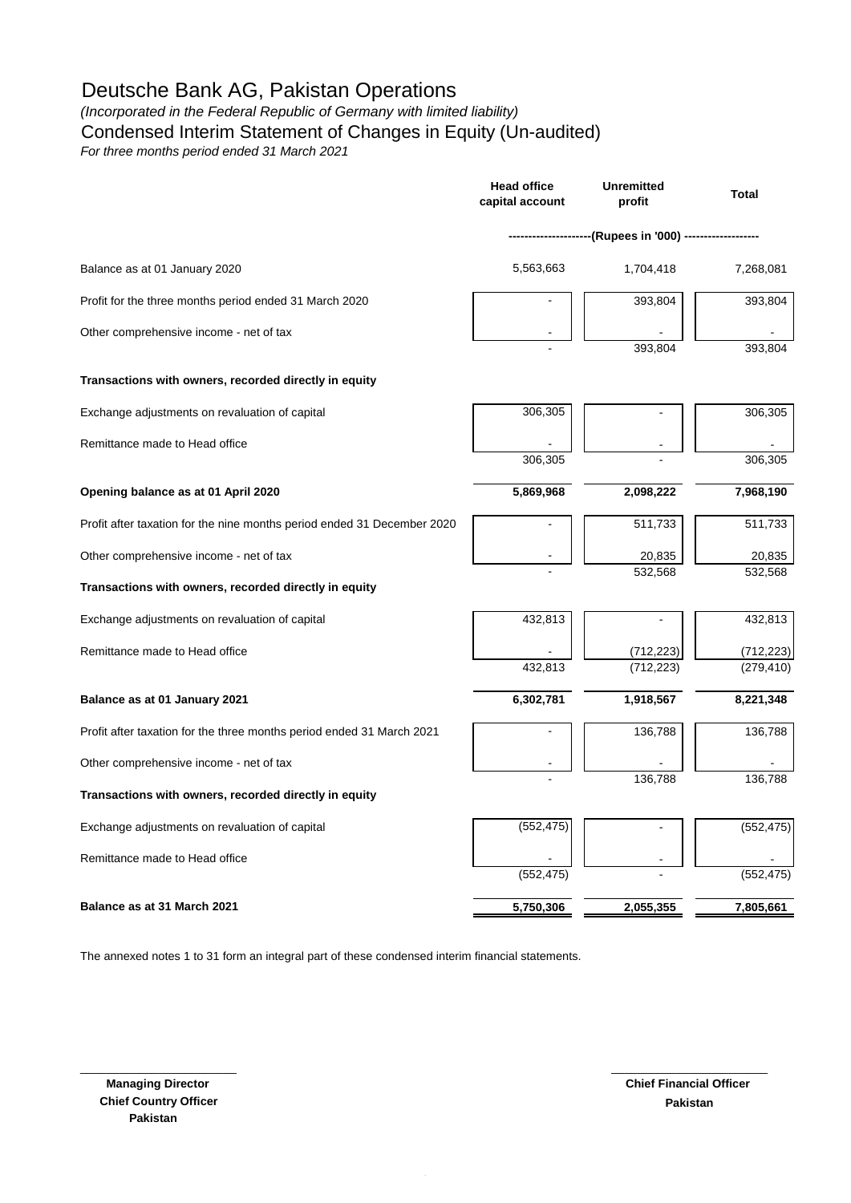# Deutsche Bank AG, Pakistan Operations

*(Incorporated in the Federal Republic of Germany with limited liability)*

## Condensed Interim Statement of Changes in Equity (Un-audited)

*For three months period ended 31 March 2021*

| | Head office capital account | Unremitted profit | Total |
|---|---|---|---|
| | ---------------------(Rupees in '000) ------------------- | | |
| Balance as at 01 January 2020 | 5,563,663 | 1,704,418 | 7,268,081 |
| Profit for the three months period ended 31 March 2020 | - | 393,804 | 393,804 |
| Other comprehensive income - net of tax | - | - | - |
| | - | 393,804 | 393,804 |
| **Transactions with owners, recorded directly in equity** | | | |
| Exchange adjustments on revaluation of capital | 306,305 | - | 306,305 |
| Remittance made to Head office | - | - | - |
| | 306,305 | - | 306,305 |
| **Opening balance as at 01 April 2020** | **5,869,968** | **2,098,222** | **7,968,190** |
| Profit after taxation for the nine months period ended 31 December 2020 | - | 511,733 | 511,733 |
| Other comprehensive income - net of tax | - | 20,835 | 20,835 |
| | - | 532,568 | 532,568 |
| **Transactions with owners, recorded directly in equity** | | | |
| Exchange adjustments on revaluation of capital | 432,813 | - | 432,813 |
| Remittance made to Head office | - | (712,223) | (712,223) |
| | 432,813 | (712,223) | (279,410) |
| **Balance as at 01 January 2021** | **6,302,781** | **1,918,567** | **8,221,348** |
| Profit after taxation for the three months period ended 31 March 2021 | - | 136,788 | 136,788 |
| Other comprehensive income - net of tax | - | - | - |
| | - | 136,788 | 136,788 |
| **Transactions with owners, recorded directly in equity** | | | |
| Exchange adjustments on revaluation of capital | (552,475) | - | (552,475) |
| Remittance made to Head office | - | - | - |
| | (552,475) | - | (552,475) |
| **Balance as at 31 March 2021** | **5,750,306** | **2,055,355** | **7,805,661** |

The annexed notes 1 to 31 form an integral part of these condensed interim financial statements.

**Managing Director**
**Chief Country Officer**
**Pakistan**

**Chief Financial Officer**
**Pakistan**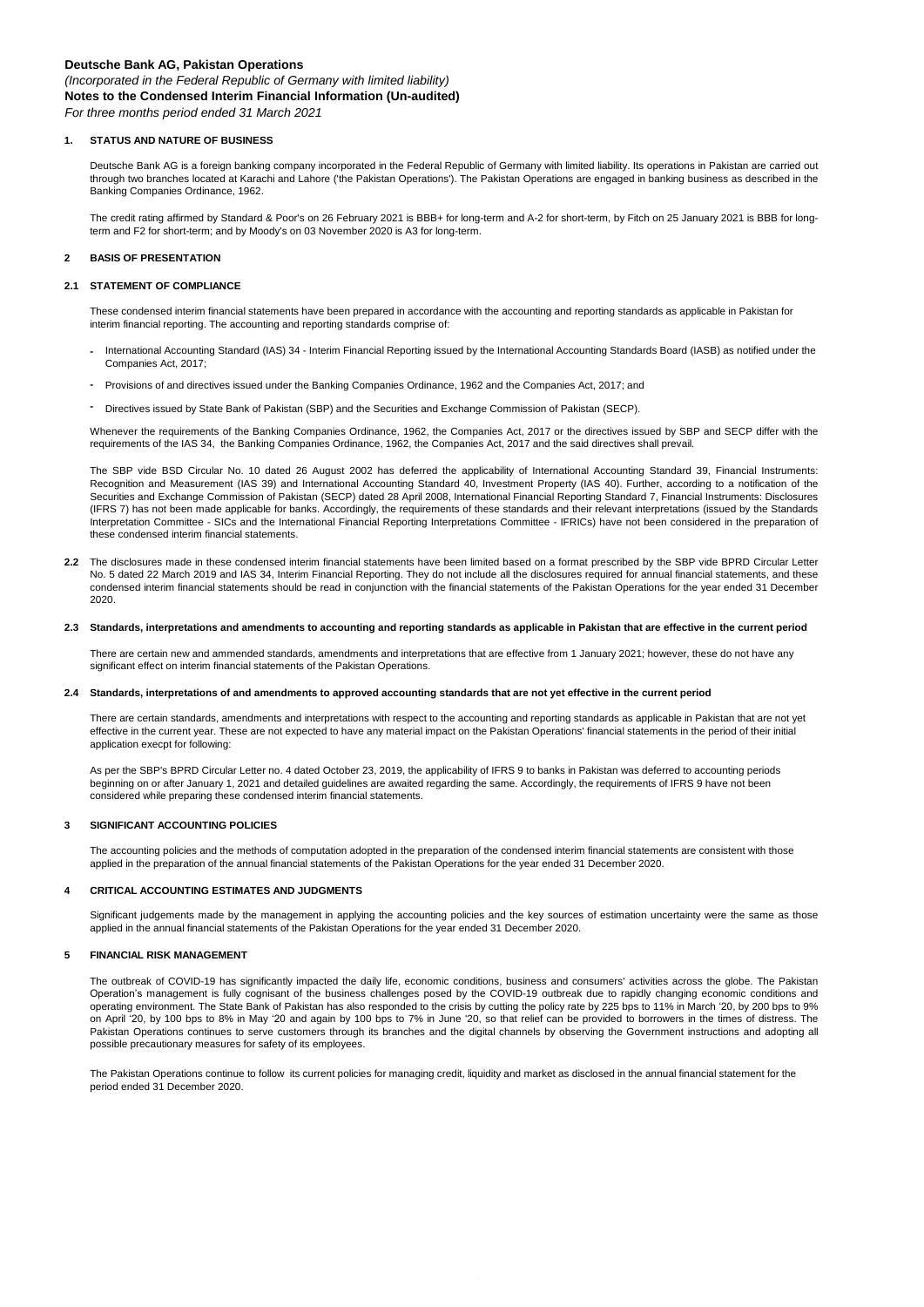**Deutsche Bank AG, Pakistan Operations**

*(Incorporated in the Federal Republic of Germany with limited liability)*

**Notes to the Condensed Interim Financial Information (Un-audited)**

*For three months period ended 31 March 2021*

## 1. STATUS AND NATURE OF BUSINESS

Deutsche Bank AG is a foreign banking company incorporated in the Federal Republic of Germany with limited liability. Its operations in Pakistan are carried out through two branches located at Karachi and Lahore ('the Pakistan Operations'). The Pakistan Operations are engaged in banking business as described in the Banking Companies Ordinance, 1962.

The credit rating affirmed by Standard & Poor's on 26 February 2021 is BBB+ for long-term and A-2 for short-term, by Fitch on 25 January 2021 is BBB for long-term and F2 for short-term; and by Moody's on 03 November 2020 is A3 for long-term.

## 2 BASIS OF PRESENTATION

### 2.1 STATEMENT OF COMPLIANCE

These condensed interim financial statements have been prepared in accordance with the accounting and reporting standards as applicable in Pakistan for interim financial reporting. The accounting and reporting standards comprise of:

- International Accounting Standard (IAS) 34 - Interim Financial Reporting issued by the International Accounting Standards Board (IASB) as notified under the Companies Act, 2017;
- Provisions of and directives issued under the Banking Companies Ordinance, 1962 and the Companies Act, 2017; and
- Directives issued by State Bank of Pakistan (SBP) and the Securities and Exchange Commission of Pakistan (SECP).

Whenever the requirements of the Banking Companies Ordinance, 1962, the Companies Act, 2017 or the directives issued by SBP and SECP differ with the requirements of the IAS 34, the Banking Companies Ordinance, 1962, the Companies Act, 2017 and the said directives shall prevail.

The SBP vide BSD Circular No. 10 dated 26 August 2002 has deferred the applicability of International Accounting Standard 39, Financial Instruments: Recognition and Measurement (IAS 39) and International Accounting Standard 40, Investment Property (IAS 40). Further, according to a notification of the Securities and Exchange Commission of Pakistan (SECP) dated 28 April 2008, International Financial Reporting Standard 7, Financial Instruments: Disclosures (IFRS 7) has not been made applicable for banks. Accordingly, the requirements of these standards and their relevant interpretations (issued by the Standards Interpretation Committee - SICs and the International Financial Reporting Interpretations Committee - IFRICs) have not been considered in the preparation of these condensed interim financial statements.

**2.2** The disclosures made in these condensed interim financial statements have been limited based on a format prescribed by the SBP vide BPRD Circular Letter No. 5 dated 22 March 2019 and IAS 34, Interim Financial Reporting. They do not include all the disclosures required for annual financial statements, and these condensed interim financial statements should be read in conjunction with the financial statements of the Pakistan Operations for the year ended 31 December 2020.

### 2.3 Standards, interpretations and amendments to accounting and reporting standards as applicable in Pakistan that are effective in the current period

There are certain new and ammended standards, amendments and interpretations that are effective from 1 January 2021; however, these do not have any significant effect on interim financial statements of the Pakistan Operations.

### 2.4 Standards, interpretations of and amendments to approved accounting standards that are not yet effective in the current period

There are certain standards, amendments and interpretations with respect to the accounting and reporting standards as applicable in Pakistan that are not yet effective in the current year. These are not expected to have any material impact on the Pakistan Operations' financial statements in the period of their initial application execpt for following:

As per the SBP's BPRD Circular Letter no. 4 dated October 23, 2019, the applicability of IFRS 9 to banks in Pakistan was deferred to accounting periods beginning on or after January 1, 2021 and detailed guidelines are awaited regarding the same. Accordingly, the requirements of IFRS 9 have not been considered while preparing these condensed interim financial statements.

## 3 SIGNIFICANT ACCOUNTING POLICIES

The accounting policies and the methods of computation adopted in the preparation of the condensed interim financial statements are consistent with those applied in the preparation of the annual financial statements of the Pakistan Operations for the year ended 31 December 2020.

## 4 CRITICAL ACCOUNTING ESTIMATES AND JUDGMENTS

Significant judgements made by the management in applying the accounting policies and the key sources of estimation uncertainty were the same as those applied in the annual financial statements of the Pakistan Operations for the year ended 31 December 2020.

## 5 FINANCIAL RISK MANAGEMENT

The outbreak of COVID-19 has significantly impacted the daily life, economic conditions, business and consumers' activities across the globe. The Pakistan Operation's management is fully cognisant of the business challenges posed by the COVID-19 outbreak due to rapidly changing economic conditions and operating environment. The State Bank of Pakistan has also responded to the crisis by cutting the policy rate by 225 bps to 11% in March '20, by 200 bps to 9% on April '20, by 100 bps to 8% in May '20 and again by 100 bps to 7% in June '20, so that relief can be provided to borrowers in the times of distress. The Pakistan Operations continues to serve customers through its branches and the digital channels by observing the Government instructions and adopting all possible precautionary measures for safety of its employees.

The Pakistan Operations continue to follow its current policies for managing credit, liquidity and market as disclosed in the annual financial statement for the period ended 31 December 2020.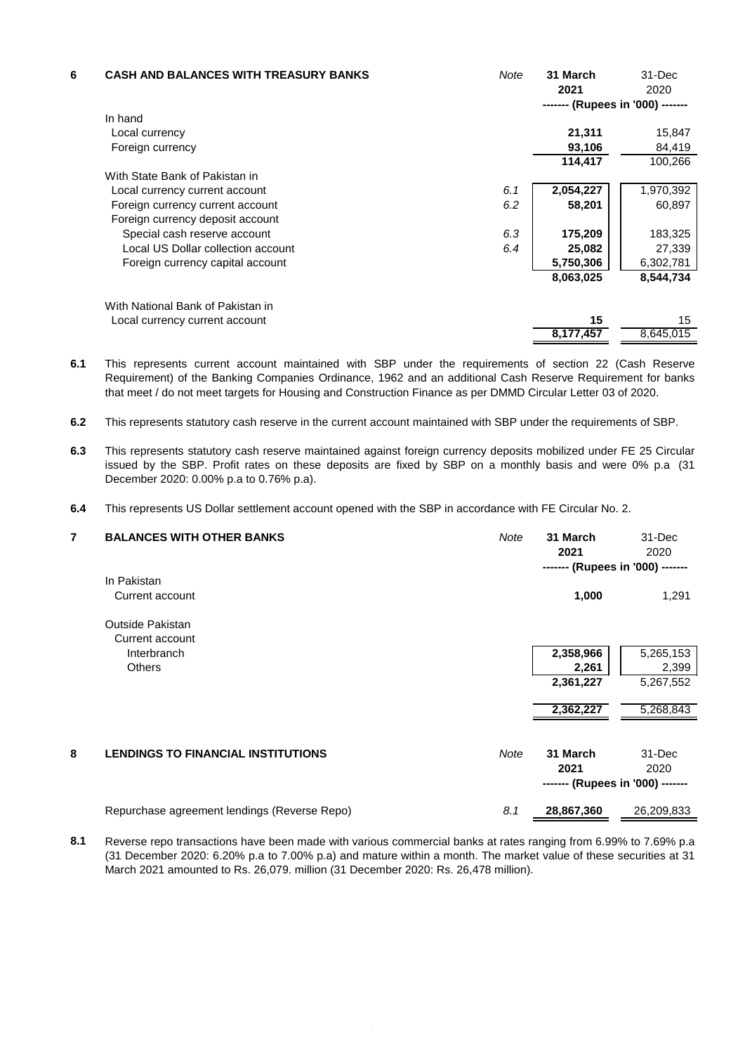## 6 CASH AND BALANCES WITH TREASURY BANKS

| | Note | 31 March 2021 | 31-Dec 2020 |
|---|---|---|---|
| | | ------- (Rupees in '000) ------- | |
| **In hand** | | | |
| Local currency | | **21,311** | 15,847 |
| Foreign currency | | **93,106** | 84,419 |
| | | **114,417** | 100,266 |
| **With State Bank of Pakistan in** | | | |
| Local currency current account | 6.1 | **2,054,227** | 1,970,392 |
| Foreign currency current account | 6.2 | **58,201** | 60,897 |
| Foreign currency deposit account | | | |
| Special cash reserve account | 6.3 | **175,209** | 183,325 |
| Local US Dollar collection account | 6.4 | **25,082** | 27,339 |
| Foreign currency capital account | | **5,750,306** | 6,302,781 |
| | | **8,063,025** | 8,544,734 |
| **With National Bank of Pakistan in** | | | |
| Local currency current account | | **15** | 15 |
| | | **8,177,457** | 8,645,015 |

**6.1** This represents current account maintained with SBP under the requirements of section 22 (Cash Reserve Requirement) of the Banking Companies Ordinance, 1962 and an additional Cash Reserve Requirement for banks that meet / do not meet targets for Housing and Construction Finance as per DMMD Circular Letter 03 of 2020.

**6.2** This represents statutory cash reserve in the current account maintained with SBP under the requirements of SBP.

**6.3** This represents statutory cash reserve maintained against foreign currency deposits mobilized under FE 25 Circular issued by the SBP. Profit rates on these deposits are fixed by SBP on a monthly basis and were 0% p.a (31 December 2020: 0.00% p.a to 0.76% p.a).

**6.4** This represents US Dollar settlement account opened with the SBP in accordance with FE Circular No. 2.

## 7 BALANCES WITH OTHER BANKS

| | Note | 31 March 2021 | 31-Dec 2020 |
|---|---|---|---|
| | | ------- (Rupees in '000) ------- | |
| **In Pakistan** | | | |
| Current account | | **1,000** | 1,291 |
| **Outside Pakistan** | | | |
| Current account | | | |
| Interbranch | | **2,358,966** | 5,265,153 |
| Others | | **2,261** | 2,399 |
| | | **2,361,227** | 5,267,552 |
| | | **2,362,227** | 5,268,843 |

## 8 LENDINGS TO FINANCIAL INSTITUTIONS

| | Note | 31 March 2021 | 31-Dec 2020 |
|---|---|---|---|
| | | ------- (Rupees in '000) ------- | |
| Repurchase agreement lendings (Reverse Repo) | 8.1 | **28,867,360** | 26,209,833 |

**8.1** Reverse repo transactions have been made with various commercial banks at rates ranging from 6.99% to 7.69% p.a (31 December 2020: 6.20% p.a to 7.00% p.a) and mature within a month. The market value of these securities at 31 March 2021 amounted to Rs. 26,079. million (31 December 2020: Rs. 26,478 million).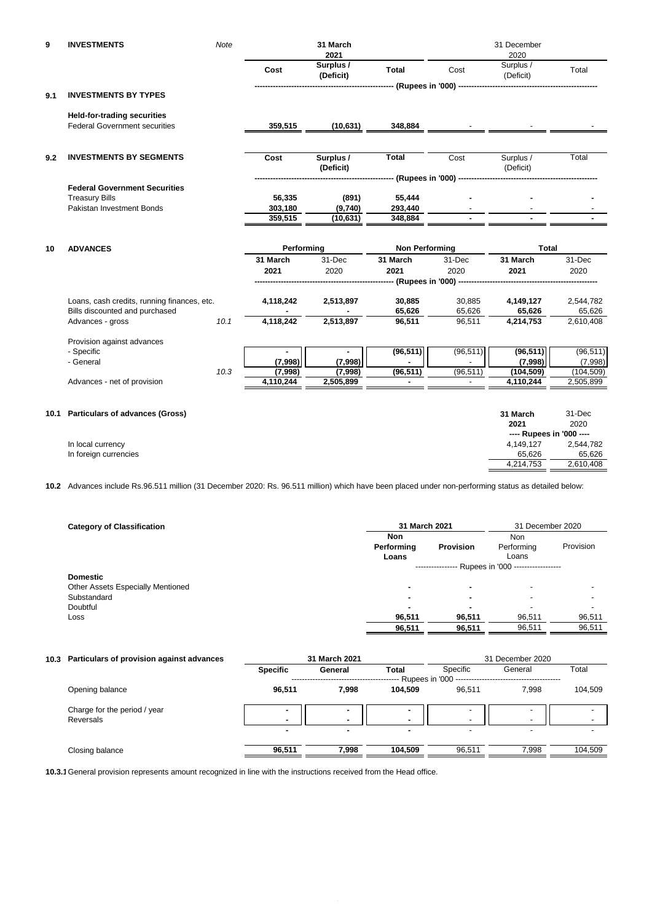## 9 INVESTMENTS

### 9.1 INVESTMENTS BY TYPES

| | Note | 31 March 2021 | | | 31 December 2020 | | |
|---|---|---|---|---|---|---|---|
| | | Cost | Surplus / (Deficit) | Total | Cost | Surplus / (Deficit) | Total |
| | | (Rupees in '000) | | | | | |
| **Held-for-trading securities** | | | | | | | |
| Federal Government securities | | 359,515 | (10,631) | 348,884 | - | - | - |

### 9.2 INVESTMENTS BY SEGMENTS

| | Cost | Surplus / (Deficit) | Total | Cost | Surplus / (Deficit) | Total |
|---|---|---|---|---|---|---|
| | (Rupees in '000) | | | | | |
| **Federal Government Securities** | | | | | | |
| Treasury Bills | 56,335 | (891) | 55,444 | - | - | - |
| Pakistan Investment Bonds | 303,180 | (9,740) | 293,440 | - | - | - |
| | 359,515 | (10,631) | 348,884 | - | - | - |

## 10 ADVANCES

| | Note | Performing | | Non Performing | | Total | |
|---|---|---|---|---|---|---|---|
| | | 31 March 2021 | 31-Dec 2020 | 31 March 2021 | 31-Dec 2020 | 31 March 2021 | 31-Dec 2020 |
| | | (Rupees in '000) | | | | | |
| Loans, cash credits, running finances, etc. | | 4,118,242 | 2,513,897 | 30,885 | 30,885 | 4,149,127 | 2,544,782 |
| Bills discounted and purchased | | - | - | 65,626 | 65,626 | 65,626 | 65,626 |
| Advances - gross | 10.1 | 4,118,242 | 2,513,897 | 96,511 | 96,511 | 4,214,753 | 2,610,408 |
| Provision against advances | | | | | | | |
| - Specific | | - | - | (96,511) | (96,511) | (96,511) | (96,511) |
| - General | | (7,998) | (7,998) | - | - | (7,998) | (7,998) |
| | 10.3 | (7,998) | (7,998) | (96,511) | (96,511) | (104,509) | (104,509) |
| Advances - net of provision | | 4,110,244 | 2,505,899 | - | - | 4,110,244 | 2,505,899 |

### 10.1 Particulars of advances (Gross)

| | 31 March 2021 | 31-Dec 2020 |
|---|---|---|
| | ---- Rupees in '000 ---- | |
| In local currency | 4,149,127 | 2,544,782 |
| In foreign currencies | 65,626 | 65,626 |
| | 4,214,753 | 2,610,408 |

**10.2** Advances include Rs.96.511 million (31 December 2020: Rs. 96.511 million) which have been placed under non-performing status as detailed below:

| Category of Classification | 31 March 2021 | | 31 December 2020 | |
|---|---|---|---|---|
| | Non Performing Loans | Provision | Non Performing Loans | Provision |
| | Rupees in '000 | | | |
| **Domestic** | | | | |
| Other Assets Especially Mentioned | - | - | - | - |
| Substandard | - | - | - | - |
| Doubtful | - | - | - | - |
| Loss | 96,511 | 96,511 | 96,511 | 96,511 |
| | 96,511 | 96,511 | 96,511 | 96,511 |

### 10.3 Particulars of provision against advances

| | 31 March 2021 | | | 31 December 2020 | | |
|---|---|---|---|---|---|---|
| | Specific | General | Total | Specific | General | Total |
| | Rupees in '000 | | | | | |
| Opening balance | 96,511 | 7,998 | 104,509 | 96,511 | 7,998 | 104,509 |
| Charge for the period / year | - | - | - | - | - | - |
| Reversals | - | - | - | - | - | - |
| | - | - | - | - | - | - |
| Closing balance | 96,511 | 7,998 | 104,509 | 96,511 | 7,998 | 104,509 |

**10.3.1** General provision represents amount recognized in line with the instructions received from the Head office.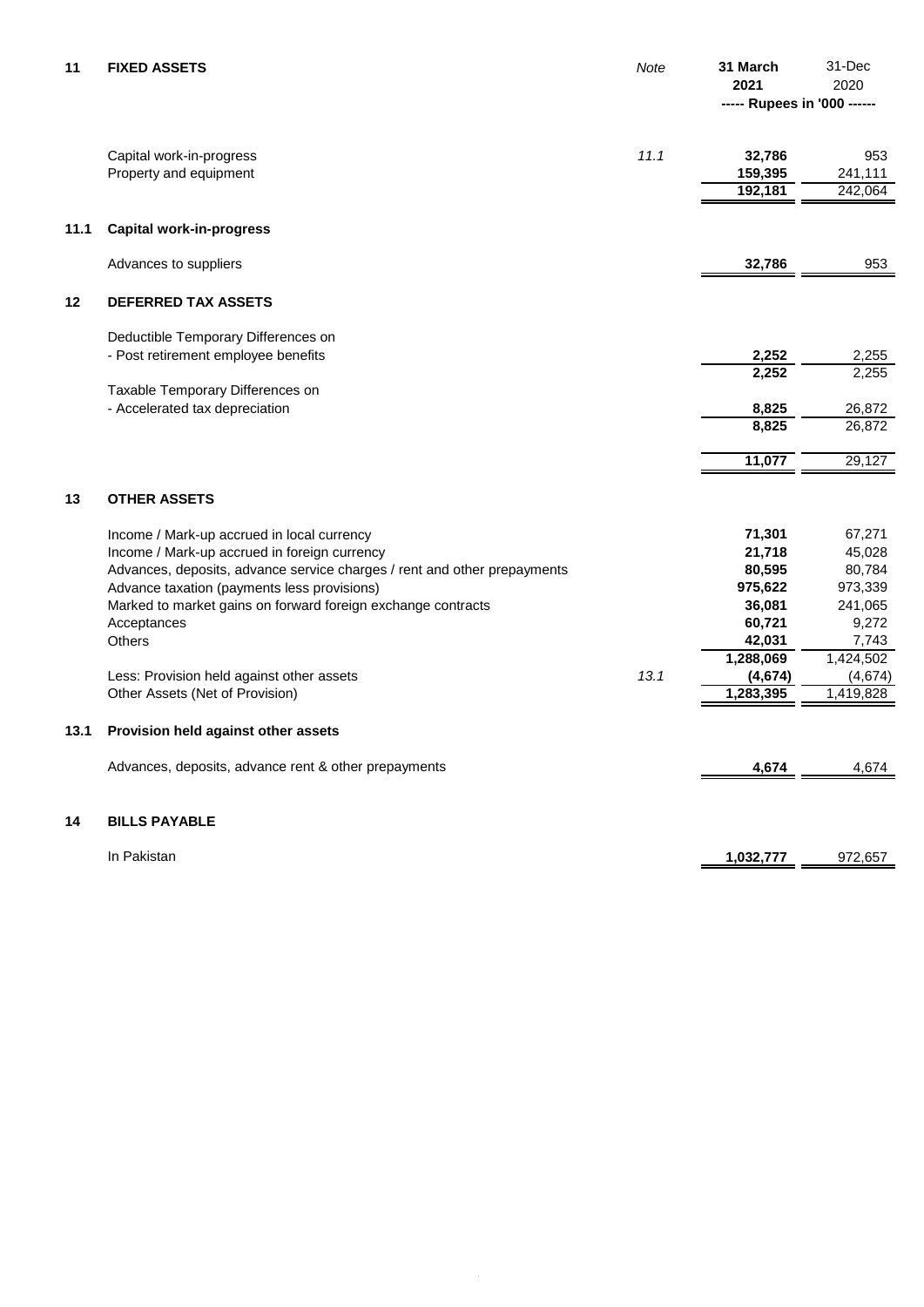## 11 FIXED ASSETS

| | Note | 31 March 2021 | 31-Dec 2020 |
|---|---|---|---|
| | | ----- Rupees in '000 ------ | |
| Capital work-in-progress | 11.1 | **32,786** | 953 |
| Property and equipment | | **159,395** | 241,111 |
| | | **192,181** | 242,064 |

### 11.1 Capital work-in-progress

| | | 31 March 2021 | 31-Dec 2020 |
|---|---|---|---|
| Advances to suppliers | | **32,786** | 953 |

## 12 DEFERRED TAX ASSETS

| | | 31 March 2021 | 31-Dec 2020 |
|---|---|---|---|
| Deductible Temporary Differences on | | | |
| - Post retirement employee benefits | | **2,252** | 2,255 |
| | | **2,252** | 2,255 |
| Taxable Temporary Differences on | | | |
| - Accelerated tax depreciation | | **8,825** | 26,872 |
| | | **8,825** | 26,872 |
| | | **11,077** | 29,127 |

## 13 OTHER ASSETS

| | Note | 31 March 2021 | 31-Dec 2020 |
|---|---|---|---|
| Income / Mark-up accrued in local currency | | **71,301** | 67,271 |
| Income / Mark-up accrued in foreign currency | | **21,718** | 45,028 |
| Advances, deposits, advance service charges / rent and other prepayments | | **80,595** | 80,784 |
| Advance taxation (payments less provisions) | | **975,622** | 973,339 |
| Marked to market gains on forward foreign exchange contracts | | **36,081** | 241,065 |
| Acceptances | | **60,721** | 9,272 |
| Others | | **42,031** | 7,743 |
| | | **1,288,069** | 1,424,502 |
| Less: Provision held against other assets | 13.1 | **(4,674)** | (4,674) |
| Other Assets (Net of Provision) | | **1,283,395** | 1,419,828 |

### 13.1 Provision held against other assets

| | | 31 March 2021 | 31-Dec 2020 |
|---|---|---|---|
| Advances, deposits, advance rent & other prepayments | | **4,674** | 4,674 |

## 14 BILLS PAYABLE

| | | 31 March 2021 | 31-Dec 2020 |
|---|---|---|---|
| In Pakistan | | **1,032,777** | 972,657 |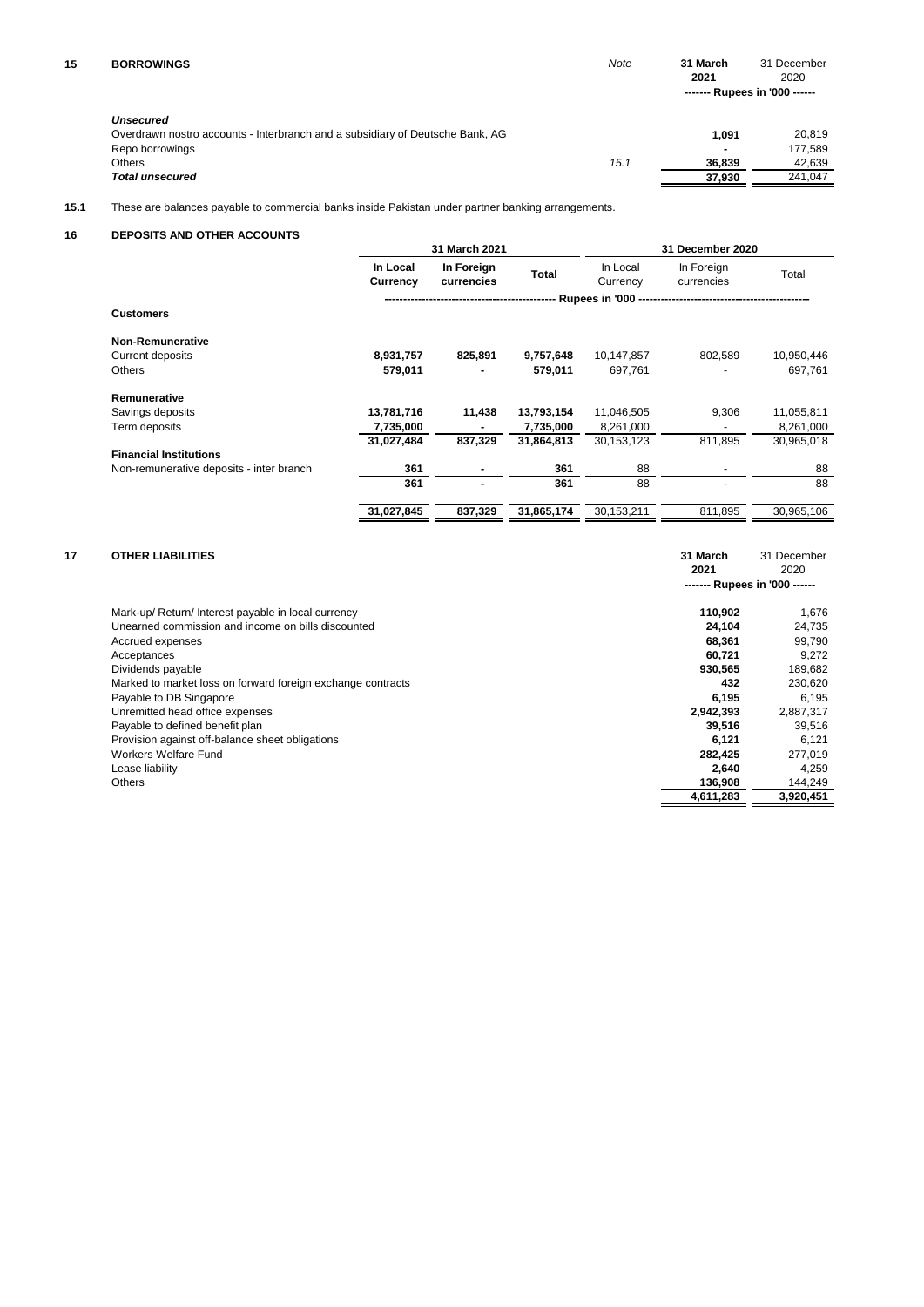## 15 BORROWINGS

| | Note | 31 March 2021 | 31 December 2020 |
|---|---|---|---|
| | | ------- Rupees in '000 ------ | |
| ***Unsecured*** | | | |
| Overdrawn nostro accounts - Interbranch and a subsidiary of Deutsche Bank, AG | | **1,091** | 20,819 |
| Repo borrowings | | **-** | 177,589 |
| Others | 15.1 | **36,839** | 42,639 |
| ***Total unsecured*** | | **37,930** | 241,047 |

**15.1** These are balances payable to commercial banks inside Pakistan under partner banking arrangements.

## 16 DEPOSITS AND OTHER ACCOUNTS

| | 31 March 2021 | | | 31 December 2020 | | |
|---|---|---|---|---|---|---|
| | **In Local Currency** | **In Foreign currencies** | **Total** | In Local Currency | In Foreign currencies | Total |
| | ------------------- | ------------------- | ------------------- | Rupees in '000 | ------------------- | ------------------- |
| **Customers** | | | | | | |
| **Non-Remunerative** | | | | | | |
| Current deposits | **8,931,757** | **825,891** | **9,757,648** | 10,147,857 | 802,589 | 10,950,446 |
| Others | **579,011** | **-** | **579,011** | 697,761 | - | 697,761 |
| **Remunerative** | | | | | | |
| Savings deposits | **13,781,716** | **11,438** | **13,793,154** | 11,046,505 | 9,306 | 11,055,811 |
| Term deposits | **7,735,000** | **-** | **7,735,000** | 8,261,000 | - | 8,261,000 |
| | **31,027,484** | **837,329** | **31,864,813** | 30,153,123 | 811,895 | 30,965,018 |
| **Financial Institutions** | | | | | | |
| Non-remunerative deposits - inter branch | **361** | **-** | **361** | 88 | - | 88 |
| | **361** | **-** | **361** | 88 | - | 88 |
| | **31,027,845** | **837,329** | **31,865,174** | 30,153,211 | 811,895 | 30,965,106 |

## 17 OTHER LIABILITIES

| | 31 March 2021 | 31 December 2020 |
|---|---|---|
| | ------- Rupees in '000 ------ | |
| Mark-up/ Return/ Interest payable in local currency | **110,902** | 1,676 |
| Unearned commission and income on bills discounted | **24,104** | 24,735 |
| Accrued expenses | **68,361** | 99,790 |
| Acceptances | **60,721** | 9,272 |
| Dividends payable | **930,565** | 189,682 |
| Marked to market loss on forward foreign exchange contracts | **432** | 230,620 |
| Payable to DB Singapore | **6,195** | 6,195 |
| Unremitted head office expenses | **2,942,393** | 2,887,317 |
| Payable to defined benefit plan | **39,516** | 39,516 |
| Provision against off-balance sheet obligations | **6,121** | 6,121 |
| Workers Welfare Fund | **282,425** | 277,019 |
| Lease liability | **2,640** | 4,259 |
| Others | **136,908** | 144,249 |
| | **4,611,283** | **3,920,451** |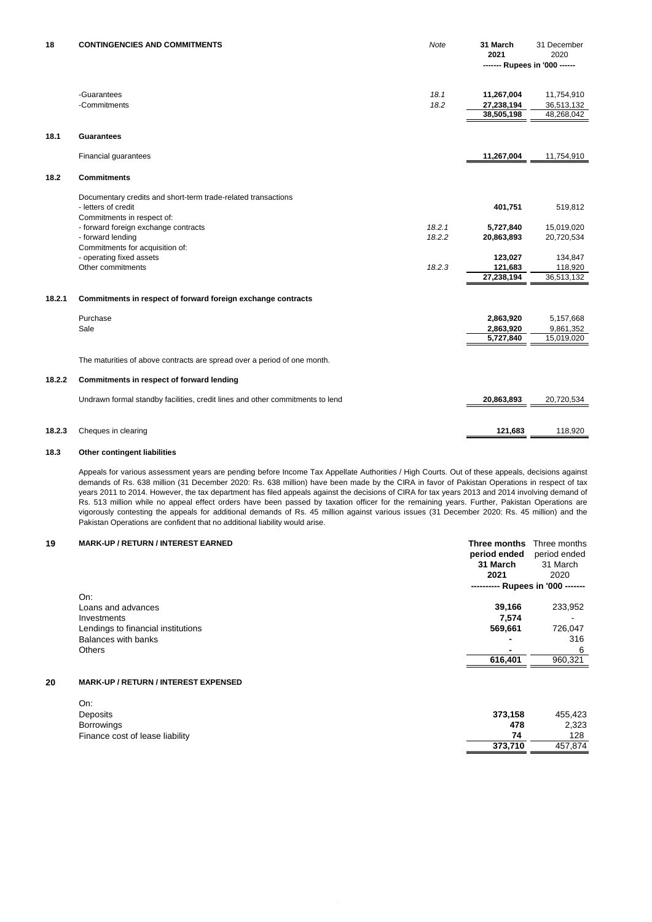## 18 CONTINGENCIES AND COMMITMENTS

| | Note | 31 March 2021 | 31 December 2020 |
|---|---|---|---|
| | | ------- Rupees in '000 ------ | |
| -Guarantees | 18.1 | 11,267,004 | 11,754,910 |
| -Commitments | 18.2 | 27,238,194 | 36,513,132 |
| | | 38,505,198 | 48,268,042 |

### 18.1 Guarantees

| | | 31 March 2021 | 31 December 2020 |
|---|---|---|---|
| Financial guarantees | | 11,267,004 | 11,754,910 |

### 18.2 Commitments

| | Note | 31 March 2021 | 31 December 2020 |
|---|---|---|---|
| Documentary credits and short-term trade-related transactions | | | |
| - letters of credit | | 401,751 | 519,812 |
| Commitments in respect of: | | | |
| - forward foreign exchange contracts | 18.2.1 | 5,727,840 | 15,019,020 |
| - forward lending | 18.2.2 | 20,863,893 | 20,720,534 |
| Commitments for acquisition of: | | | |
| - operating fixed assets | | 123,027 | 134,847 |
| Other commitments | 18.2.3 | 121,683 | 118,920 |
| | | 27,238,194 | 36,513,132 |

### 18.2.1 Commitments in respect of forward foreign exchange contracts

| | 31 March 2021 | 31 December 2020 |
|---|---|---|
| Purchase | 2,863,920 | 5,157,668 |
| Sale | 2,863,920 | 9,861,352 |
| | 5,727,840 | 15,019,020 |

The maturities of above contracts are spread over a period of one month.

### 18.2.2 Commitments in respect of forward lending

| | 31 March 2021 | 31 December 2020 |
|---|---|---|
| Undrawn formal standby facilities, credit lines and other commitments to lend | 20,863,893 | 20,720,534 |

### 18.2.3 Cheques in clearing

| | 31 March 2021 | 31 December 2020 |
|---|---|---|
| Cheques in clearing | 121,683 | 118,920 |

### 18.3 Other contingent liabilities

Appeals for various assessment years are pending before Income Tax Appellate Authorities / High Courts. Out of these appeals, decisions against demands of Rs. 638 million (31 December 2020: Rs. 638 million) have been made by the CIRA in favor of Pakistan Operations in respect of tax years 2011 to 2014. However, the tax department has filed appeals against the decisions of CIRA for tax years 2013 and 2014 involving demand of Rs. 513 million while no appeal effect orders have been passed by taxation officer for the remaining years. Further, Pakistan Operations are vigorously contesting the appeals for additional demands of Rs. 45 million against various issues (31 December 2020: Rs. 45 million) and the Pakistan Operations are confident that no additional liability would arise.

## 19 MARK-UP / RETURN / INTEREST EARNED

| | Three months period ended 31 March 2021 | Three months period ended 31 March 2020 |
|---|---|---|
| | ---------- Rupees in '000 ------- | |
| On: | | |
| Loans and advances | 39,166 | 233,952 |
| Investments | 7,574 | - |
| Lendings to financial institutions | 569,661 | 726,047 |
| Balances with banks | - | 316 |
| Others | - | 6 |
| | 616,401 | 960,321 |

## 20 MARK-UP / RETURN / INTEREST EXPENSED

| | Three months period ended 31 March 2021 | Three months period ended 31 March 2020 |
|---|---|---|
| On: | | |
| Deposits | 373,158 | 455,423 |
| Borrowings | 478 | 2,323 |
| Finance cost of lease liability | 74 | 128 |
| | 373,710 | 457,874 |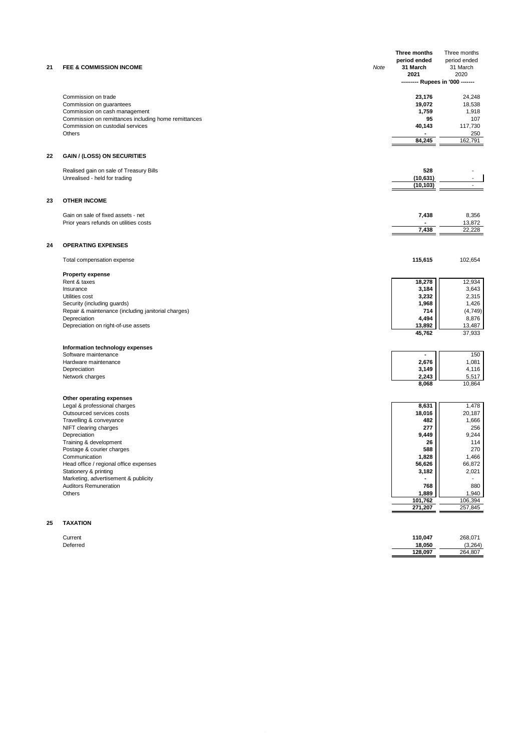| | | Note | Three months period ended 31 March 2021 | Three months period ended 31 March 2020 |
|---|---|---|---|---|
| | | | --------- Rupees in '000 ------- | |
| **21** | **FEE & COMMISSION INCOME** | | | |
| | Commission on trade | | **23,176** | 24,248 |
| | Commission on guarantees | | **19,072** | 18,538 |
| | Commission on cash management | | **1,759** | 1,918 |
| | Commission on remittances including home remittances | | **95** | 107 |
| | Commission on custodial services | | **40,143** | 117,730 |
| | Others | | **-** | 250 |
| | | | **84,245** | 162,791 |
| **22** | **GAIN / (LOSS) ON SECURITIES** | | | |
| | Realised gain on sale of Treasury Bills | | **528** | - |
| | Unrealised - held for trading | | **(10,631)** | - |
| | | | **(10,103)** | - |
| **23** | **OTHER INCOME** | | | |
| | Gain on sale of fixed assets - net | | **7,438** | 8,356 |
| | Prior years refunds on utilities costs | | **-** | 13,872 |
| | | | **7,438** | 22,228 |
| **24** | **OPERATING EXPENSES** | | | |
| | Total compensation expense | | **115,615** | 102,654 |
| | **Property expense** | | | |
| | Rent & taxes | | **18,278** | 12,934 |
| | Insurance | | **3,184** | 3,643 |
| | Utilities cost | | **3,232** | 2,315 |
| | Security (including guards) | | **1,968** | 1,426 |
| | Repair & maintenance (including janitorial charges) | | **714** | (4,749) |
| | Depreciation | | **4,494** | 8,876 |
| | Depreciation on right-of-use assets | | **13,892** | 13,487 |
| | | | **45,762** | 37,933 |
| | **Information technology expenses** | | | |
| | Software maintenance | | **-** | 150 |
| | Hardware maintenance | | **2,676** | 1,081 |
| | Depreciation | | **3,149** | 4,116 |
| | Network charges | | **2,243** | 5,517 |
| | | | **8,068** | 10,864 |
| | **Other operating expenses** | | | |
| | Legal & professional charges | | **8,631** | 1,478 |
| | Outsourced services costs | | **18,016** | 20,187 |
| | Travelling & conveyance | | **482** | 1,666 |
| | NIFT clearing charges | | **277** | 256 |
| | Depreciation | | **9,449** | 9,244 |
| | Training & development | | **26** | 114 |
| | Postage & courier charges | | **588** | 270 |
| | Communication | | **1,828** | 1,466 |
| | Head office / regional office expenses | | **56,626** | 66,872 |
| | Stationery & printing | | **3,182** | 2,021 |
| | Marketing, advertisement & publicity | | **-** | - |
| | Auditors Remuneration | | **768** | 880 |
| | Others | | **1,889** | 1,940 |
| | | | **101,762** | 106,394 |
| | | | **271,207** | 257,845 |
| **25** | **TAXATION** | | | |
| | Current | | **110,047** | 268,071 |
| | Deferred | | **18,050** | (3,264) |
| | | | **128,097** | 264,807 |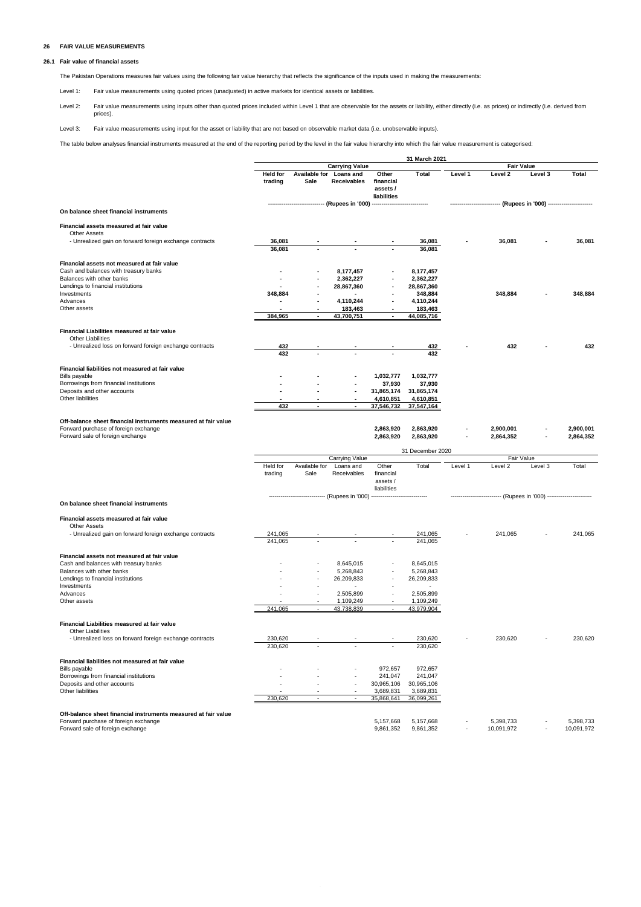## 26 FAIR VALUE MEASUREMENTS

### 26.1 Fair value of financial assets

The Pakistan Operations measures fair values using the following fair value hierarchy that reflects the significance of the inputs used in making the measurements:

Level 1: Fair value measurements using quoted prices (unadjusted) in active markets for identical assets or liabilities.

Level 2: Fair value measurements using inputs other than quoted prices included within Level 1 that are observable for the assets or liability, either directly (i.e. as prices) or indirectly (i.e. derived from prices).

Level 3: Fair value measurements using input for the asset or liability that are not based on observable market data (i.e. unobservable inputs).

The table below analyses financial instruments measured at the end of the reporting period by the level in the fair value hierarchy into which the fair value measurement is categorised:

| | 31 March 2021 | | | | | | | | |
|---|---|---|---|---|---|---|---|---|---|
| | Carrying Value | | | | | Fair Value | | | |
| | Held for trading | Available for Sale | Loans and Receivables | Other financial assets / liabilities | Total | Level 1 | Level 2 | Level 3 | Total |
| | (Rupees in '000) | | | | | (Rupees in '000) | | | |
| **On balance sheet financial instruments** | | | | | | | | | |
| **Financial assets measured at fair value** | | | | | | | | | |
| Other Assets | | | | | | | | | |
| - Unrealized gain on forward foreign exchange contracts | 36,081 | - | - | - | 36,081 | - | 36,081 | - | 36,081 |
| | 36,081 | - | - | - | 36,081 | | | | |
| **Financial assets not measured at fair value** | | | | | | | | | |
| Cash and balances with treasury banks | - | - | 8,177,457 | - | 8,177,457 | | | | |
| Balances with other banks | - | - | 2,362,227 | - | 2,362,227 | | | | |
| Lendings to financial institutions | - | - | 28,867,360 | - | 28,867,360 | | | | |
| Investments | 348,884 | - | - | - | 348,884 | | 348,884 | - | 348,884 |
| Advances | - | - | 4,110,244 | - | 4,110,244 | | | | |
| Other assets | - | - | 183,463 | - | 183,463 | | | | |
| | 384,965 | - | 43,700,751 | - | 44,085,716 | | | | |
| **Financial Liabilities measured at fair value** | | | | | | | | | |
| Other Liabilities | | | | | | | | | |
| - Unrealized loss on forward foreign exchange contracts | 432 | - | - | - | 432 | - | 432 | - | 432 |
| | 432 | - | - | - | 432 | | | | |
| **Financial liabilities not measured at fair value** | | | | | | | | | |
| Bills payable | - | - | - | 1,032,777 | 1,032,777 | | | | |
| Borrowings from financial institutions | - | - | - | 37,930 | 37,930 | | | | |
| Deposits and other accounts | - | - | - | 31,865,174 | 31,865,174 | | | | |
| Other liabilities | - | - | - | 4,610,851 | 4,610,851 | | | | |
| | 432 | - | - | 37,546,732 | 37,547,164 | | | | |
| **Off-balance sheet financial instruments measured at fair value** | | | | | | | | | |
| Forward purchase of foreign exchange | | | | 2,863,920 | 2,863,920 | - | 2,900,001 | - | 2,900,001 |
| Forward sale of foreign exchange | | | | 2,863,920 | 2,863,920 | - | 2,864,352 | - | 2,864,352 |

| | 31 December 2020 | | | | | | | | |
|---|---|---|---|---|---|---|---|---|---|
| | Carrying Value | | | | | Fair Value | | | |
| | Held for trading | Available for Sale | Loans and Receivables | Other financial assets / liabilities | Total | Level 1 | Level 2 | Level 3 | Total |
| | (Rupees in '000) | | | | | (Rupees in '000) | | | |
| **On balance sheet financial instruments** | | | | | | | | | |
| **Financial assets measured at fair value** | | | | | | | | | |
| Other Assets | | | | | | | | | |
| - Unrealized gain on forward foreign exchange contracts | 241,065 | - | - | - | 241,065 | - | 241,065 | - | 241,065 |
| | 241,065 | - | - | - | 241,065 | | | | |
| **Financial assets not measured at fair value** | | | | | | | | | |
| Cash and balances with treasury banks | - | - | 8,645,015 | - | 8,645,015 | | | | |
| Balances with other banks | - | - | 5,268,843 | - | 5,268,843 | | | | |
| Lendings to financial institutions | - | - | 26,209,833 | - | 26,209,833 | | | | |
| Investments | - | - | - | - | - | | | | |
| Advances | - | - | 2,505,899 | - | 2,505,899 | | | | |
| Other assets | - | - | 1,109,249 | - | 1,109,249 | | | | |
| | 241,065 | - | 43,738,839 | - | 43,979,904 | | | | |
| **Financial Liabilities measured at fair value** | | | | | | | | | |
| Other Liabilities | | | | | | | | | |
| - Unrealized loss on forward foreign exchange contracts | 230,620 | - | - | - | 230,620 | - | 230,620 | - | 230,620 |
| | 230,620 | - | - | - | 230,620 | | | | |
| **Financial liabilities not measured at fair value** | | | | | | | | | |
| Bills payable | - | - | - | 972,657 | 972,657 | | | | |
| Borrowings from financial institutions | - | - | - | 241,047 | 241,047 | | | | |
| Deposits and other accounts | - | - | - | 30,965,106 | 30,965,106 | | | | |
| Other liabilities | - | - | - | 3,689,831 | 3,689,831 | | | | |
| | 230,620 | - | - | 35,868,641 | 36,099,261 | | | | |
| **Off-balance sheet financial instruments measured at fair value** | | | | | | | | | |
| Forward purchase of foreign exchange | | | | 5,157,668 | 5,157,668 | - | 5,398,733 | - | 5,398,733 |
| Forward sale of foreign exchange | | | | 9,861,352 | 9,861,352 | - | 10,091,972 | - | 10,091,972 |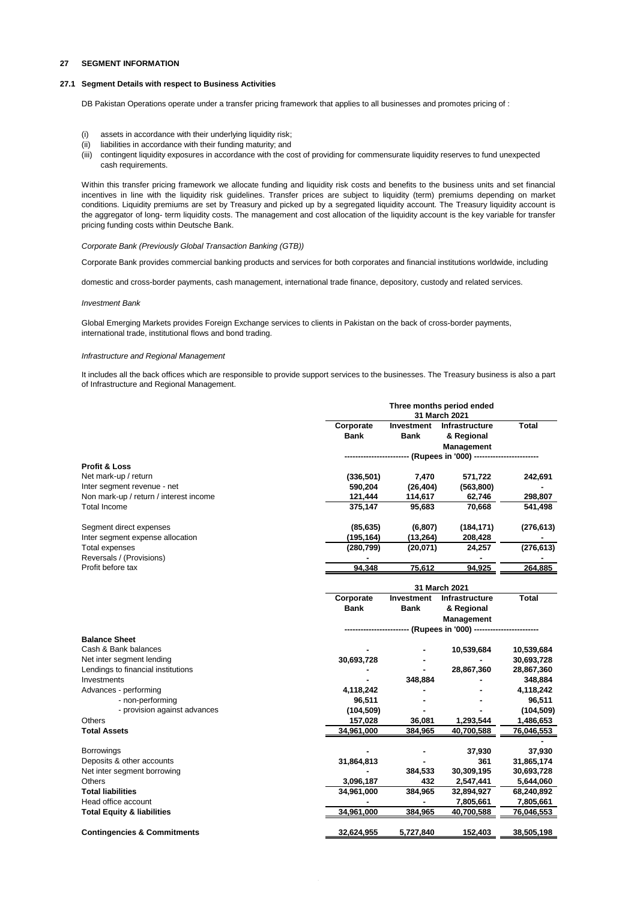## 27 SEGMENT INFORMATION

### 27.1 Segment Details with respect to Business Activities

DB Pakistan Operations operate under a transfer pricing framework that applies to all businesses and promotes pricing of :

(i) assets in accordance with their underlying liquidity risk;
(ii) liabilities in accordance with their funding maturity; and
(iii) contingent liquidity exposures in accordance with the cost of providing for commensurate liquidity reserves to fund unexpected cash requirements.

Within this transfer pricing framework we allocate funding and liquidity risk costs and benefits to the business units and set financial incentives in line with the liquidity risk guidelines. Transfer prices are subject to liquidity (term) premiums depending on market conditions. Liquidity premiums are set by Treasury and picked up by a segregated liquidity account. The Treasury liquidity account is the aggregator of long- term liquidity costs. The management and cost allocation of the liquidity account is the key variable for transfer pricing funding costs within Deutsche Bank.

*Corporate Bank (Previously Global Transaction Banking (GTB))*

Corporate Bank provides commercial banking products and services for both corporates and financial institutions worldwide, including

domestic and cross-border payments, cash management, international trade finance, depository, custody and related services.

*Investment Bank*

Global Emerging Markets provides Foreign Exchange services to clients in Pakistan on the back of cross-border payments, international trade, institutional flows and bond trading.

*Infrastructure and Regional Management*

It includes all the back offices which are responsible to provide support services to the businesses. The Treasury business is also a part of Infrastructure and Regional Management.

| | Three months period ended 31 March 2021 | | | |
|---|---|---|---|---|
| | Corporate Bank | Investment Bank | Infrastructure & Regional Management | Total |
| | (Rupees in '000) | | | |
| **Profit & Loss** | | | | |
| Net mark-up / return | (336,501) | 7,470 | 571,722 | 242,691 |
| Inter segment revenue - net | 590,204 | (26,404) | (563,800) | - |
| Non mark-up / return / interest income | 121,444 | 114,617 | 62,746 | 298,807 |
| Total Income | 375,147 | 95,683 | 70,668 | 541,498 |
| Segment direct expenses | (85,635) | (6,807) | (184,171) | (276,613) |
| Inter segment expense allocation | (195,164) | (13,264) | 208,428 | - |
| Total expenses | (280,799) | (20,071) | 24,257 | (276,613) |
| Reversals / (Provisions) | - | - | - | - |
| Profit before tax | 94,348 | 75,612 | 94,925 | 264,885 |

| | 31 March 2021 | | | |
|---|---|---|---|---|
| | Corporate Bank | Investment Bank | Infrastructure & Regional Management | Total |
| | (Rupees in '000) | | | |
| **Balance Sheet** | | | | |
| Cash & Bank balances | - | - | 10,539,684 | 10,539,684 |
| Net inter segment lending | 30,693,728 | - | - | 30,693,728 |
| Lendings to financial institutions | - | - | 28,867,360 | 28,867,360 |
| Investments | - | 348,884 | - | 348,884 |
| Advances - performing | 4,118,242 | - | - | 4,118,242 |
| - non-performing | 96,511 | - | - | 96,511 |
| - provision against advances | (104,509) | - | - | (104,509) |
| Others | 157,028 | 36,081 | 1,293,544 | 1,486,653 |
| **Total Assets** | 34,961,000 | 384,965 | 40,700,588 | 76,046,553 |
| | | | | - |
| Borrowings | - | - | 37,930 | 37,930 |
| Deposits & other accounts | 31,864,813 | - | 361 | 31,865,174 |
| Net inter segment borrowing | - | 384,533 | 30,309,195 | 30,693,728 |
| Others | 3,096,187 | 432 | 2,547,441 | 5,644,060 |
| **Total liabilities** | 34,961,000 | 384,965 | 32,894,927 | 68,240,892 |
| Head office account | - | - | 7,805,661 | 7,805,661 |
| **Total Equity & liabilities** | 34,961,000 | 384,965 | 40,700,588 | 76,046,553 |
| **Contingencies & Commitments** | 32,624,955 | 5,727,840 | 152,403 | 38,505,198 |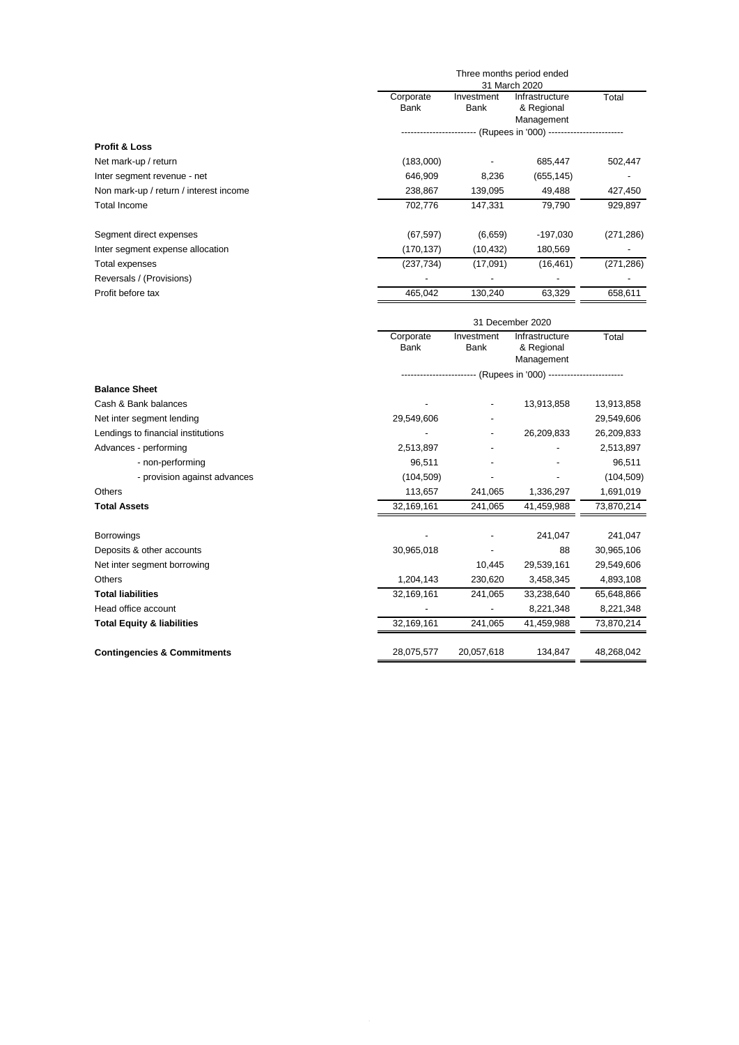| | Three months period ended 31 March 2020 | | | |
|---|---|---|---|---|
| | Corporate Bank | Investment Bank | Infrastructure & Regional Management | Total |
| | ------------------------ (Rupees in '000) ------------------------ | | | |
| **Profit & Loss** | | | | |
| Net mark-up / return | (183,000) | - | 685,447 | 502,447 |
| Inter segment revenue - net | 646,909 | 8,236 | (655,145) | - |
| Non mark-up / return / interest income | 238,867 | 139,095 | 49,488 | 427,450 |
| Total Income | 702,776 | 147,331 | 79,790 | 929,897 |
| | | | | |
| Segment direct expenses | (67,597) | (6,659) | -197,030 | (271,286) |
| Inter segment expense allocation | (170,137) | (10,432) | 180,569 | - |
| Total expenses | (237,734) | (17,091) | (16,461) | (271,286) |
| Reversals / (Provisions) | - | - | - | - |
| Profit before tax | 465,042 | 130,240 | 63,329 | 658,611 |

| | 31 December 2020 | | | |
|---|---|---|---|---|
| | Corporate Bank | Investment Bank | Infrastructure & Regional Management | Total |
| | ------------------------ (Rupees in '000) ------------------------ | | | |
| **Balance Sheet** | | | | |
| Cash & Bank balances | - | - | 13,913,858 | 13,913,858 |
| Net inter segment lending | 29,549,606 | - | | 29,549,606 |
| Lendings to financial institutions | - | - | 26,209,833 | 26,209,833 |
| Advances - performing | 2,513,897 | - | - | 2,513,897 |
| - non-performing | 96,511 | - | - | 96,511 |
| - provision against advances | (104,509) | - | - | (104,509) |
| Others | 113,657 | 241,065 | 1,336,297 | 1,691,019 |
| **Total Assets** | 32,169,161 | 241,065 | 41,459,988 | 73,870,214 |
| | | | | |
| Borrowings | - | - | 241,047 | 241,047 |
| Deposits & other accounts | 30,965,018 | - | 88 | 30,965,106 |
| Net inter segment borrowing | | 10,445 | 29,539,161 | 29,549,606 |
| Others | 1,204,143 | 230,620 | 3,458,345 | 4,893,108 |
| **Total liabilities** | 32,169,161 | 241,065 | 33,238,640 | 65,648,866 |
| Head office account | - | - | 8,221,348 | 8,221,348 |
| **Total Equity & liabilities** | 32,169,161 | 241,065 | 41,459,988 | 73,870,214 |
| | | | | |
| **Contingencies & Commitments** | 28,075,577 | 20,057,618 | 134,847 | 48,268,042 |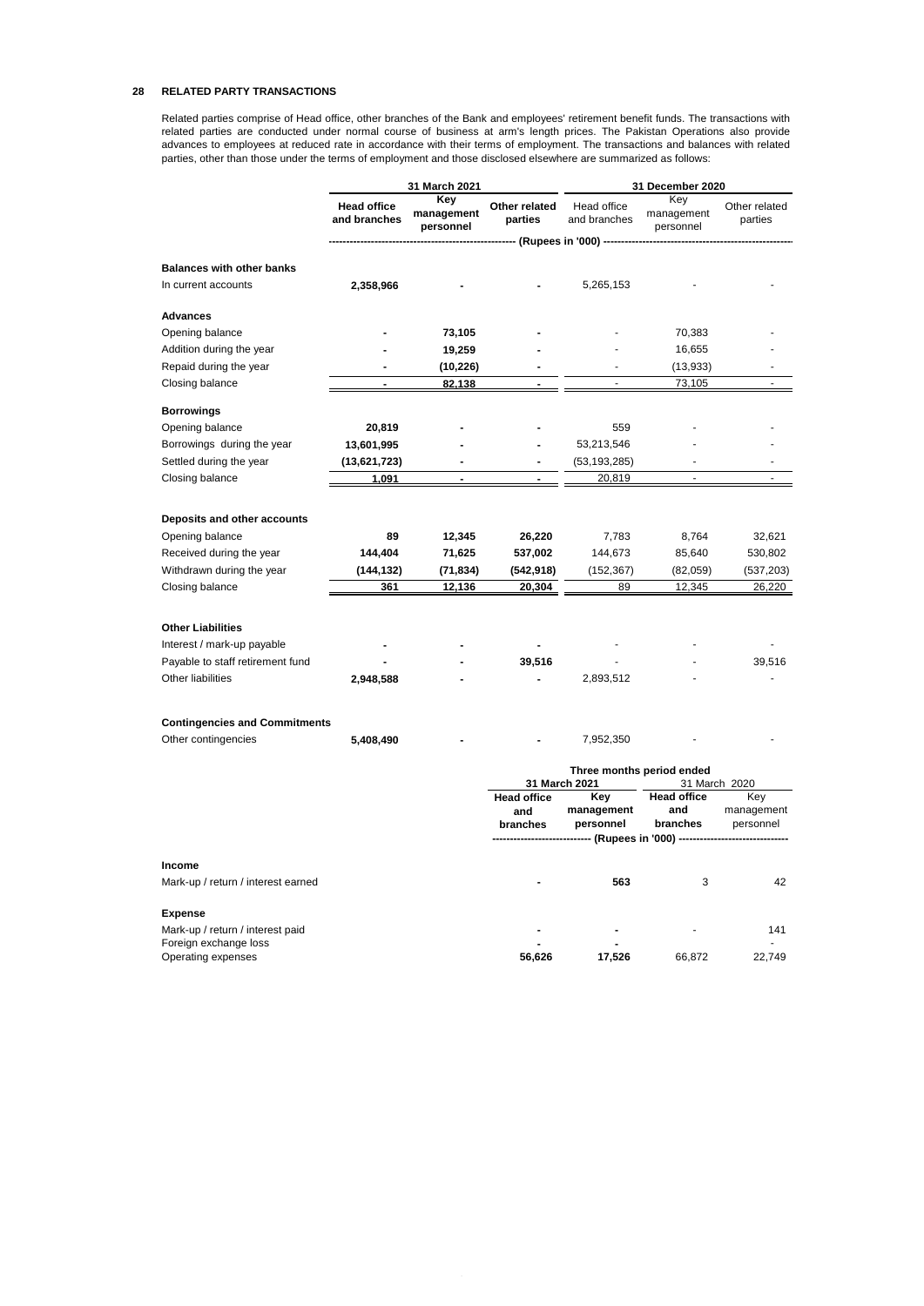## 28 RELATED PARTY TRANSACTIONS

Related parties comprise of Head office, other branches of the Bank and employees' retirement benefit funds. The transactions with related parties are conducted under normal course of business at arm's length prices. The Pakistan Operations also provide advances to employees at reduced rate in accordance with their terms of employment. The transactions and balances with related parties, other than those under the terms of employment and those disclosed elsewhere are summarized as follows:

| | 31 March 2021 | | | 31 December 2020 | | |
|---|---|---|---|---|---|---|
| | **Head office and branches** | **Key management personnel** | **Other related parties** | Head office and branches | Key management personnel | Other related parties |
| | (Rupees in '000) | | | | | |
| **Balances with other banks** | | | | | | |
| In current accounts | **2,358,966** | **-** | **-** | 5,265,153 | - | - |
| **Advances** | | | | | | |
| Opening balance | **-** | **73,105** | **-** | - | 70,383 | - |
| Addition during the year | **-** | **19,259** | **-** | - | 16,655 | - |
| Repaid during the year | **-** | **(10,226)** | **-** | - | (13,933) | - |
| Closing balance | **-** | **82,138** | **-** | - | 73,105 | - |
| **Borrowings** | | | | | | |
| Opening balance | **20,819** | **-** | **-** | 559 | - | - |
| Borrowings during the year | **13,601,995** | **-** | **-** | 53,213,546 | - | - |
| Settled during the year | **(13,621,723)** | **-** | **-** | (53,193,285) | - | - |
| Closing balance | **1,091** | **-** | **-** | 20,819 | - | - |
| **Deposits and other accounts** | | | | | | |
| Opening balance | **89** | **12,345** | **26,220** | 7,783 | 8,764 | 32,621 |
| Received during the year | **144,404** | **71,625** | **537,002** | 144,673 | 85,640 | 530,802 |
| Withdrawn during the year | **(144,132)** | **(71,834)** | **(542,918)** | (152,367) | (82,059) | (537,203) |
| Closing balance | **361** | **12,136** | **20,304** | 89 | 12,345 | 26,220 |
| **Other Liabilities** | | | | | | |
| Interest / mark-up payable | **-** | **-** | **-** | - | - | - |
| Payable to staff retirement fund | **-** | **-** | **39,516** | - | - | 39,516 |
| Other liabilities | **2,948,588** | **-** | **-** | 2,893,512 | - | - |
| **Contingencies and Commitments** | | | | | | |
| Other contingencies | **5,408,490** | **-** | **-** | 7,952,350 | - | - |

| | Three months period ended | | | |
|---|---|---|---|---|
| | 31 March 2021 | | 31 March 2020 | |
| | **Head office and branches** | **Key management personnel** | **Head office and branches** | **Key management personnel** |
| | (Rupees in '000) | | | |
| **Income** | | | | |
| Mark-up / return / interest earned | **-** | **563** | 3 | 42 |
| **Expense** | | | | |
| Mark-up / return / interest paid | **-** | **-** | - | 141 |
| Foreign exchange loss | **-** | **-** | | - |
| Operating expenses | **56,626** | **17,526** | 66,872 | 22,749 |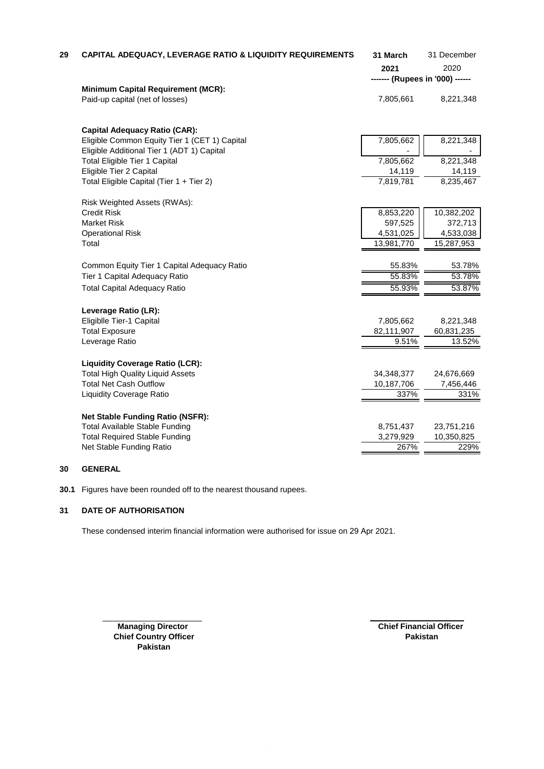## 29 CAPITAL ADEQUACY, LEVERAGE RATIO & LIQUIDITY REQUIREMENTS

| | 31 March 2021 | 31 December 2020 |
|---|---|---|
| | ------- (Rupees in '000) ------ | |
| **Minimum Capital Requirement (MCR):** | | |
| Paid-up capital (net of losses) | 7,805,661 | 8,221,348 |
| | | |
| **Capital Adequacy Ratio (CAR):** | | |
| Eligible Common Equity Tier 1 (CET 1) Capital | 7,805,662 | 8,221,348 |
| Eligible Additional Tier 1 (ADT 1) Capital | - | - |
| Total Eligible Tier 1 Capital | 7,805,662 | 8,221,348 |
| Eligible Tier 2 Capital | 14,119 | 14,119 |
| Total Eligible Capital (Tier 1 + Tier 2) | 7,819,781 | 8,235,467 |
| | | |
| Risk Weighted Assets (RWAs): | | |
| Credit Risk | 8,853,220 | 10,382,202 |
| Market Risk | 597,525 | 372,713 |
| Operational Risk | 4,531,025 | 4,533,038 |
| Total | 13,981,770 | 15,287,953 |
| | | |
| Common Equity Tier 1 Capital Adequacy Ratio | 55.83% | 53.78% |
| Tier 1 Capital Adequacy Ratio | 55.83% | 53.78% |
| Total Capital Adequacy Ratio | 55.93% | 53.87% |
| | | |
| **Leverage Ratio (LR):** | | |
| Eligiblle Tier-1 Capital | 7,805,662 | 8,221,348 |
| Total Exposure | 82,111,907 | 60,831,235 |
| Leverage Ratio | 9.51% | 13.52% |
| | | |
| **Liquidity Coverage Ratio (LCR):** | | |
| Total High Quality Liquid Assets | 34,348,377 | 24,676,669 |
| Total Net Cash Outflow | 10,187,706 | 7,456,446 |
| Liquidity Coverage Ratio | 337% | 331% |
| | | |
| **Net Stable Funding Ratio (NSFR):** | | |
| Total Available Stable Funding | 8,751,437 | 23,751,216 |
| Total Required Stable Funding | 3,279,929 | 10,350,825 |
| Net Stable Funding Ratio | 267% | 229% |

## 30 GENERAL

**30.1** Figures have been rounded off to the nearest thousand rupees.

## 31 DATE OF AUTHORISATION

These condensed interim financial information were authorised for issue on 29 Apr 2021.

**Managing Director**
**Chief Country Officer**
**Pakistan**

**Chief Financial Officer**
**Pakistan**